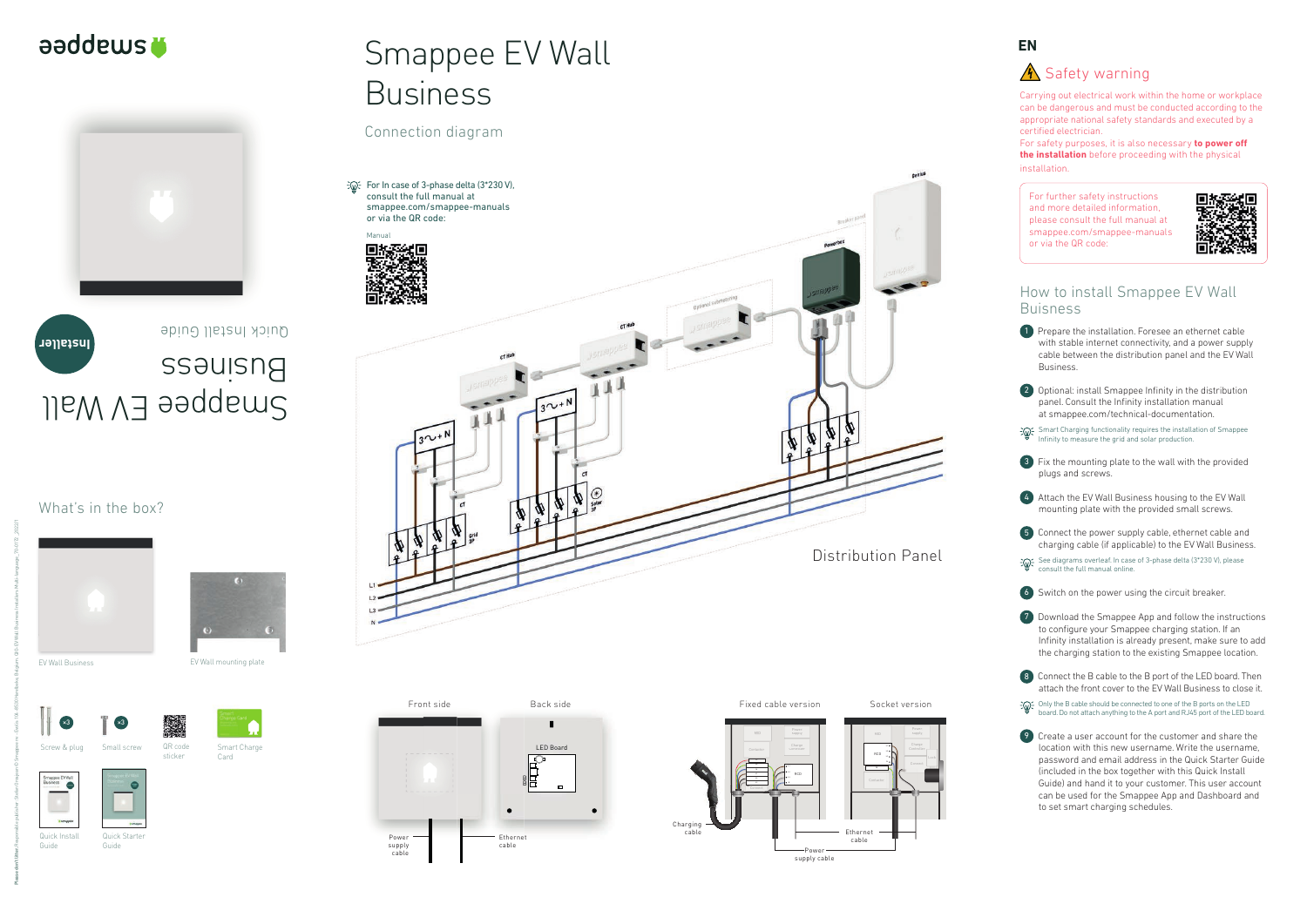# Smappee EV Wall Business

Quick Install Guide

Installer

## What's in the box?

EV Wall Business

EV Wall mounting plate

Screw & plug ×3

Small screw ×3

QR code sticker

Smart Charge Card

Quick Install Guide

Quick Starter Guide

# Smappee EV Wall Business

## Connection diagram

For In case of 3-phase delta (3*230 V), consult the full manual at smappee.com/smappee-manuals or via the QR code:

Manual

Distribution Panel

L1
L2
L3
N

Grid 3P

Solar 3P

CT

CT Hub

Optional submetering

Power box

Front side

Back side

LED Board

Power supply cable

Ethernet cable

Fixed cable version

Socket version

Charging cable

Ethernet cable

Power supply cable

## EN

### Safety warning

Carrying out electrical work within the home or workplace can be dangerous and must be conducted according to the appropriate national safety standards and executed by a certified electrician.
For safety purposes, it is also necessary **to power off the installation** before proceeding with the physical installation.

For further safety instructions and more detailed information, please consult the full manual at smappee.com/smappee-manuals or via the QR code:

### How to install Smappee EV Wall Buisness

1. Prepare the installation. Foresee an ethernet cable with stable internet connectivity, and a power supply cable between the distribution panel and the EV Wall Business.
2. Optional: install Smappee Infinity in the distribution panel. Consult the Infinity installation manual at smappee.com/technical-documentation.

   Smart Charging functionality requires the installation of Smappee Infinity to measure the grid and solar production.
3. Fix the mounting plate to the wall with the provided plugs and screws.
4. Attach the EV Wall Business housing to the EV Wall mounting plate with the provided small screws.
5. Connect the power supply cable, ethernet cable and charging cable (if applicable) to the EV Wall Business.

   See diagrams overleaf. In case of 3-phase delta (3*230 V), please consult the full manual online.
6. Switch on the power using the circuit breaker.
7. Download the Smappee App and follow the instructions to configure your Smappee charging station. If an Infinity installation is already present, make sure to add the charging station to the existing Smappee location.
8. Connect the B cable to the B port of the LED board. Then attach the front cover to the EV Wall Business to close it.

   Only the B cable should be connected to one of the B ports on the LED board. Do not attach anything to the A port and RJ45 port of the LED board.
9. Create a user account for the customer and share the location with this new username. Write the username, password and email address in the Quick Starter Guide (included in the box together with this Quick Install Guide) and hand it to your customer. This user account can be used for the Smappee App and Dashboard and to set smart charging schedules.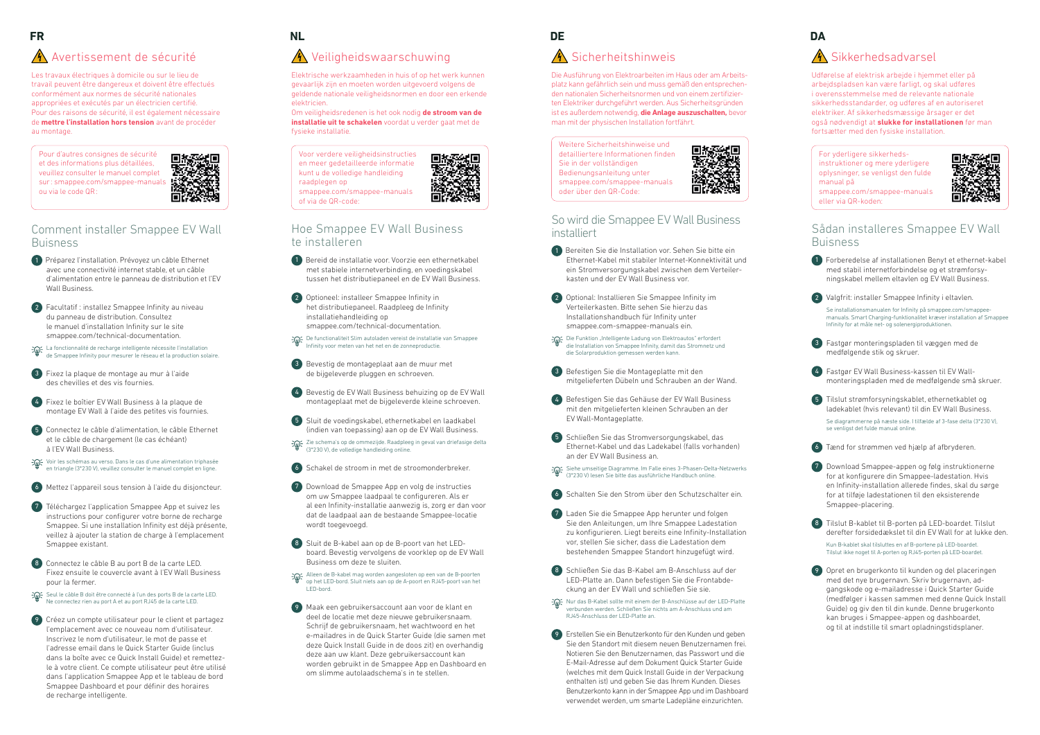# FR

## Avertissement de sécurité

Les travaux électriques à domicile ou sur le lieu de travail peuvent être dangereux et doivent être effectués conformément aux normes de sécurité nationales appropriées et exécutés par un électricien certifié. Pour des raisons de sécurité, il est également nécessaire de **mettre l'installation hors tension** avant de procéder au montage.

Pour d'autres consignes de sécurité et des informations plus détaillées, veuillez consulter le manuel complet sur : smappee.com/smappee-manuals ou via le code QR :

## Comment installer Smappee EV Wall Buisness

1. Préparez l'installation. Prévoyez un câble Ethernet avec une connectivité internet stable, et un câble d'alimentation entre le panneau de distribution et l'EV Wall Business.
2. Facultatif : installez Smappee Infinity au niveau du panneau de distribution. Consultez le manuel d'installation Infinity sur le site smappee.com/technical-documentation.

   La fonctionnalité de recharge intelligente nécessite l'installation de Smappee Infinity pour mesurer le réseau et la production solaire.
3. Fixez la plaque de montage au mur à l'aide des chevilles et des vis fournies.
4. Fixez le boîtier EV Wall Business à la plaque de montage EV Wall à l'aide des petites vis fournies.
5. Connectez le câble d'alimentation, le câble Ethernet et le câble de chargement (le cas échéant) à l'EV Wall Business.

   Voir les schémas au verso. Dans le cas d'une alimentation triphasée en triangle (3*230 V), veuillez consulter le manuel complet en ligne.
6. Mettez l'appareil sous tension à l'aide du disjoncteur.
7. Téléchargez l'application Smappee App et suivez les instructions pour configurer votre borne de recharge Smappee. Si une installation Infinity est déjà présente, veillez à ajouter la station de charge à l'emplacement Smappee existant.
8. Connectez le câble B au port B de la carte LED. Fixez ensuite le couvercle avant à l'EV Wall Business pour la fermer.

   Seul le câble B doit être connecté à l'un des ports B de la carte LED. Ne connectez rien au port A et au port RJ45 de la carte LED.
9. Créez un compte utilisateur pour le client et partagez l'emplacement avec ce nouveau nom d'utilisateur. Inscrivez le nom d'utilisateur, le mot de passe et l'adresse email dans le Quick Starter Guide (inclus dans la boîte avec ce Quick Install Guide) et remettez-le à votre client. Ce compte utilisateur peut être utilisé dans l'application Smappee App et le tableau de bord Smappee Dashboard et pour définir des horaires de recharge intelligente.

# NL

## Veiligheidswaarschuwing

Elektrische werkzaamheden in huis of op het werk kunnen gevaarlijk zijn en moeten worden uitgevoerd volgens de geldende nationale veiligheidsnormen en door een erkende elektricien.
Om veiligheidsredenen is het ook nodig **de stroom van de installatie uit te schakelen** voordat u verder gaat met de fysieke installatie.

Voor verdere veiligheidsinstructies en meer gedetailleerde informatie kunt u de volledige handleiding raadplegen op smappee.com/smappee-manuals of via de QR-code:

## Hoe Smappee EV Wall Business te installeren

1. Bereid de installatie voor. Voorzie een ethernetkabel met stabiele internetverbinding, en voedingskabel tussen het distributiepaneel en de EV Wall Business.
2. Optioneel: installeer Smappee Infinity in het distributiepaneel. Raadpleeg de Infinity installatiehandleiding op smappee.com/technical-documentation.

   De functionaliteit Slim autoladen vereist de installatie van Smappee Infinity voor meten van het net en de zonneproductie.
3. Bevestig de montageplaat aan de muur met de bijgeleverde pluggen en schroeven.
4. Bevestig de EV Wall Business behuizing op de EV Wall montageplaat met de bijgeleverde kleine schroeven.
5. Sluit de voedingskabel, ethernetkabel en laadkabel (indien van toepassing) aan op de EV Wall Business.

   Zie schema's op de ommezijde. Raadpleeg in geval van driefasige delta (3*230 V), de volledige handleiding online.
6. Schakel de stroom in met de stroomonderbreker.
7. Download de Smappee App en volg de instructies om uw Smappee laadpaal te configureren. Als er al een Infinity-installatie aanwezig is, zorg er dan voor dat de laadpaal aan de bestaande Smappee-locatie wordt toegevoegd.
8. Sluit de B-kabel aan op de B-poort van het LED-board. Bevestig vervolgens de voorklep op de EV Wall Business om deze te sluiten.

   Alleen de B-kabel mag worden aangesloten op een van de B-poorten op het LED-bord. Sluit niets aan op de A-poort en RJ45-poort van het LED-bord.
9. Maak een gebruikersaccount aan voor de klant en deel de locatie met deze nieuwe gebruikersnaam. Schrijf de gebruikersnaam, het wachtwoord en het e-mailadres in de Quick Starter Guide (die samen met deze Quick Install Guide in de doos zit) en overhandig deze aan uw klant. Deze gebruikersaccount kan worden gebruikt in de Smappee App en Dashboard en om slimme autolaadschema's in te stellen.

# DE

## Sicherheitshinweis

Die Ausführung von Elektroarbeiten im Haus oder am Arbeitsplatz kann gefährlich sein und muss gemäß den entsprechenden nationalen Sicherheitsnormen und von einem zertifizierten Elektriker durchgeführt werden. Aus Sicherheitsgründen ist es außerdem notwendig, **die Anlage auszuschalten,** bevor man mit der physischen Installation fortfährt.

Weitere Sicherheitshinweise und detailliertere Informationen finden Sie in der vollständigen Bedienungsanleitung unter smappee.com/smappee-manuals oder über den QR-Code:

## So wird die Smappee EV Wall Business installiert

1. Bereiten Sie die Installation vor. Sehen Sie bitte ein Ethernet-Kabel mit stabiler Internet-Konnektivität und ein Stromversorgungskabel zwischen dem Verteilerkasten und der EV Wall Business vor.
2. Optional: Installieren Sie Smappee Infinity im Verteilerkasten. Bitte sehen Sie hierzu das Installationshandbuch für Infinity unter smappee.com-smappee-manuals ein.

   Die Funktion „Intelligente Ladung von Elektroautos" erfordert die Installation von Smappee Infinity, damit das Stromnetz und die Solarproduktion gemessen werden kann.
3. Befestigen Sie die Montageplatte mit den mitgelieferten Dübeln und Schrauben an der Wand.
4. Befestigen Sie das Gehäuse der EV Wall Business mit den mitgelieferten kleinen Schrauben an der EV Wall-Montageplatte.
5. Schließen Sie das Stromversorgungskabel, das Ethernet-Kabel und das Ladekabel (falls vorhanden) an der EV Wall Business an.

   Siehe umseitige Diagramme. Im Falle eines 3-Phasen-Delta-Netzwerks (3*230 V) lesen Sie bitte das ausführliche Handbuch online.
6. Schalten Sie den Strom über den Schutzschalter ein.
7. Laden Sie die Smappee App herunter und folgen Sie den Anleitungen, um Ihre Smappee Ladestation zu konfigurieren. Liegt bereits eine Infinity-Installation vor, stellen Sie sicher, dass die Ladestation dem bestehenden Smappee Standort hinzugefügt wird.
8. Schließen Sie das B-Kabel am B-Anschluss auf der LED-Platte an. Dann befestigen Sie die Frontabdeckung an der EV Wall und schließen Sie sie.

   Nur das B-Kabel sollte mit einem der B-Anschlüsse auf der LED-Platte verbunden werden. Schließen Sie nichts am A-Anschluss und am RJ45-Anschluss der LED-Platte an.
9. Erstellen Sie ein Benutzerkonto für den Kunden und geben Sie den Standort mit diesem neuen Benutzernamen frei. Notieren Sie den Benutzernamen, das Passwort und die E-Mail-Adresse auf dem Dokument Quick Starter Guide (welches mit dem Quick Install Guide in der Verpackung enthalten ist) und geben Sie das Ihrem Kunden. Dieses Benutzerkonto kann in der Smappee App und im Dashboard verwendet werden, um smarte Ladepläne einzurichten.

# DA

## Sikkerhedsadvarsel

Udførelse af elektrisk arbejde i hjemmet eller på arbejdspladsen kan være farligt, og skal udføres i overensstemmelse med de relevante nationale sikkerhedsstandarder, og udføres af en autoriseret elektriker. Af sikkerhedsmæssige årsager er det også nødvendigt at **slukke for installationen** før man fortsætter med den fysiske installation.

For yderligere sikkerhedsinstruktioner og mere yderligere oplysninger, se venligst den fulde manual på smappee.com/smappee-manuals eller via QR-koden:

## Sådan installeres Smappee EV Wall Buisness

1. Forberedelse af installationen Benyt et ethernet-kabel med stabil internetforbindelse og et strømforsyningskabel mellem eltavlen og EV Wall Business.
2. Valgfrit: installer Smappee Infinity i eltavlen.

   Se installationsmanualen for Infinity på smappee.com/smappee-manuals. Smart Charging-funktionalitet kræver installation af Smappee Infinity for at måle net- og solenergiproduktionen.
3. Fastgør monteringspladen til væggen med de medfølgende stik og skruer.
4. Fastgør EV Wall Business-kassen til EV Wall-monteringspladen med de medfølgende små skruer.
5. Tilslut strømforsyningskablet, ethernetkablet og ladekablet (hvis relevant) til EV Wall Business.

   Se diagrammerne på næste side. I tilfælde af 3-fase delta (3*230 V), se venligst det fulde manual online.
6. Tænd for strømmen ved hjælp af afbryderen.
7. Download Smappee-appen og følg instruktionerne for at konfigurere din Smappee-ladestation. Hvis en Infinity-installation allerede findes, skal du sørge for at tilføje ladestationen til den eksisterende Smappee-placering.
8. Tilslut B-kablet til B-porten på LED-boardet. Tilslut derefter forsidedækslet til din EV Wall for at lukke den.

   Kun B-kablet skal tilsluttes en af B-portene på LED-boardet. Tilslut ikke noget til A-porten og RJ45-porten på LED-boardet.
9. Opret en brugerkonto til kunden og del placeringen med det nye brugernavn. Skriv brugernavn, adgangskode og e-mailadresse i Quick Starter Guide (medfølger i kassen sammen med denne Quick Install Guide) og giv den til din kunde. Denne brugerkonto kan bruges i Smappee-appen og dashboardet, og til at indstille til smart opladningstidsplaner.